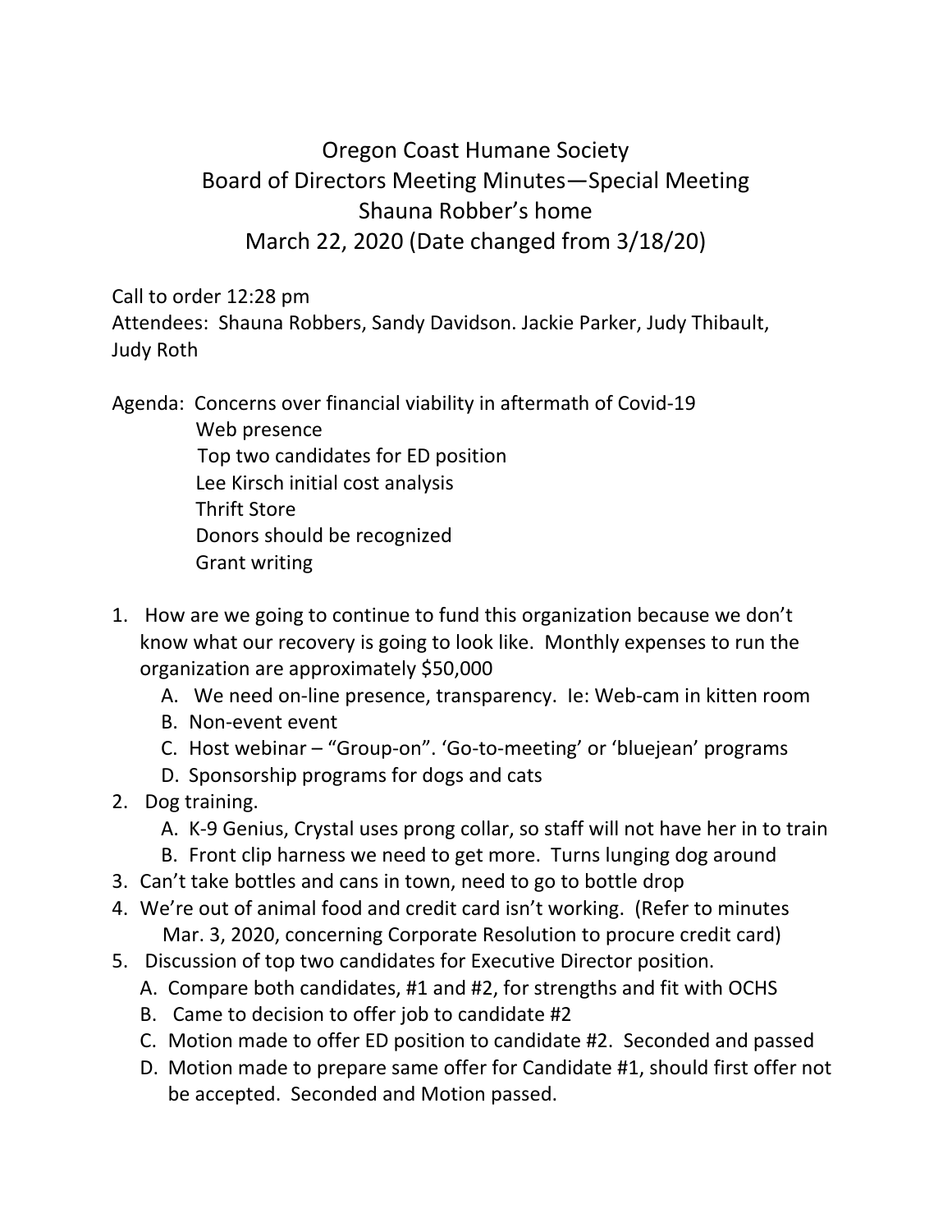# Oregon Coast Humane Society
## Board of Directors Meeting Minutes—Special Meeting
### Shauna Robber's home
### March 22, 2020 (Date changed from 3/18/20)

Call to order 12:28 pm
Attendees: Shauna Robbers, Sandy Davidson. Jackie Parker, Judy Thibault, Judy Roth

Agenda: Concerns over financial viability in aftermath of Covid-19
Web presence
Top two candidates for ED position
Lee Kirsch initial cost analysis
Thrift Store
Donors should be recognized
Grant writing

1. How are we going to continue to fund this organization because we don't know what our recovery is going to look like. Monthly expenses to run the organization are approximately $50,000
   A. We need on-line presence, transparency. Ie: Web-cam in kitten room
   B. Non-event event
   C. Host webinar – "Group-on". 'Go-to-meeting' or 'bluejean' programs
   D. Sponsorship programs for dogs and cats
2. Dog training.
   A. K-9 Genius, Crystal uses prong collar, so staff will not have her in to train
   B. Front clip harness we need to get more. Turns lunging dog around
3. Can't take bottles and cans in town, need to go to bottle drop
4. We're out of animal food and credit card isn't working. (Refer to minutes Mar. 3, 2020, concerning Corporate Resolution to procure credit card)
5. Discussion of top two candidates for Executive Director position.
   A. Compare both candidates, #1 and #2, for strengths and fit with OCHS
   B. Came to decision to offer job to candidate #2
   C. Motion made to offer ED position to candidate #2. Seconded and passed
   D. Motion made to prepare same offer for Candidate #1, should first offer not be accepted. Seconded and Motion passed.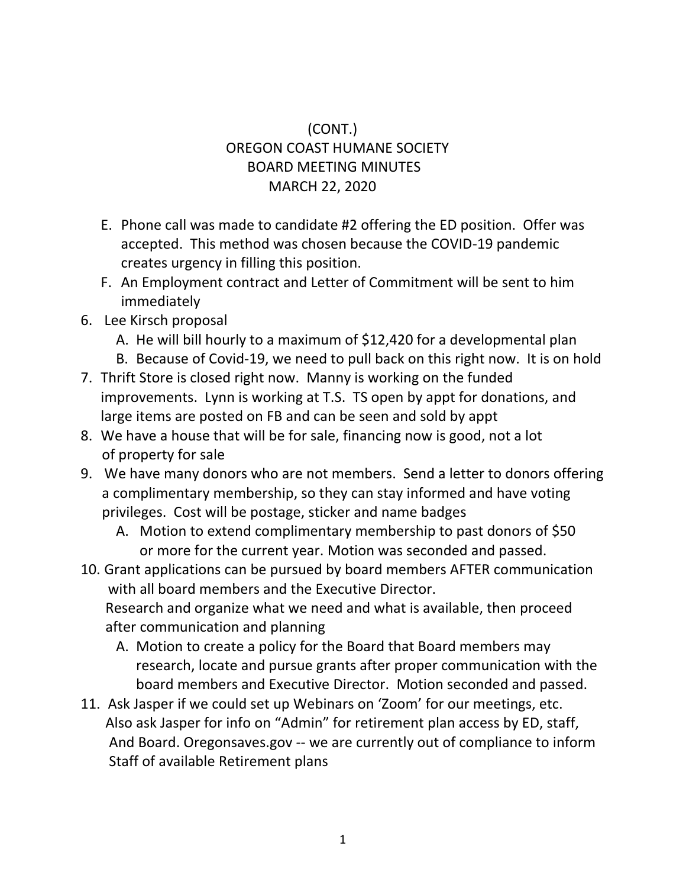(CONT.)
OREGON COAST HUMANE SOCIETY
BOARD MEETING MINUTES
MARCH 22, 2020

   E. Phone call was made to candidate #2 offering the ED position. Offer was accepted. This method was chosen because the COVID-19 pandemic creates urgency in filling this position.
   F. An Employment contract and Letter of Commitment will be sent to him immediately

6. Lee Kirsch proposal
   A. He will bill hourly to a maximum of $12,420 for a developmental plan
   B. Because of Covid-19, we need to pull back on this right now. It is on hold
7. Thrift Store is closed right now. Manny is working on the funded improvements. Lynn is working at T.S. TS open by appt for donations, and large items are posted on FB and can be seen and sold by appt
8. We have a house that will be for sale, financing now is good, not a lot of property for sale
9. We have many donors who are not members. Send a letter to donors offering a complimentary membership, so they can stay informed and have voting privileges. Cost will be postage, sticker and name badges
   A. Motion to extend complimentary membership to past donors of $50 or more for the current year. Motion was seconded and passed.
10. Grant applications can be pursued by board members AFTER communication with all board members and the Executive Director.
    Research and organize what we need and what is available, then proceed after communication and planning
    A. Motion to create a policy for the Board that Board members may research, locate and pursue grants after proper communication with the board members and Executive Director. Motion seconded and passed.
11. Ask Jasper if we could set up Webinars on 'Zoom' for our meetings, etc.
    Also ask Jasper for info on "Admin" for retirement plan access by ED, staff, And Board. Oregonsaves.gov -- we are currently out of compliance to inform Staff of available Retirement plans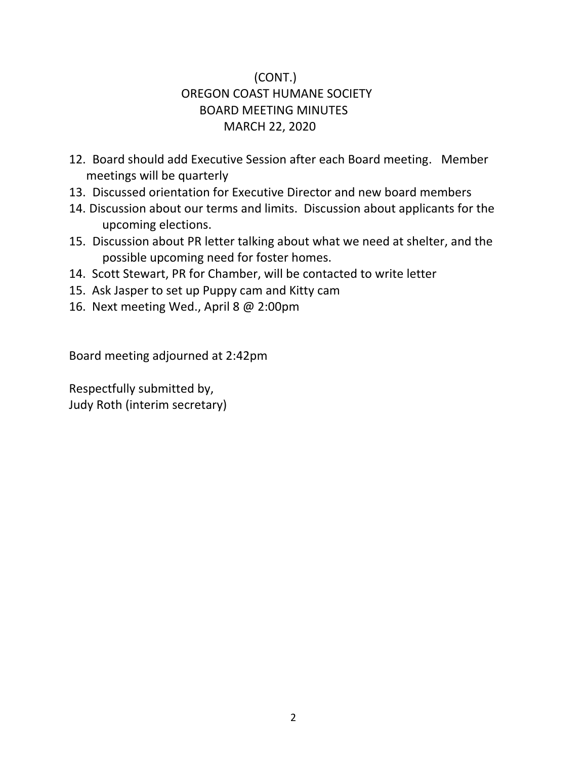(CONT.)
OREGON COAST HUMANE SOCIETY
BOARD MEETING MINUTES
MARCH 22, 2020

12. Board should add Executive Session after each Board meeting. Member meetings will be quarterly
13. Discussed orientation for Executive Director and new board members
14. Discussion about our terms and limits. Discussion about applicants for the upcoming elections.
15. Discussion about PR letter talking about what we need at shelter, and the possible upcoming need for foster homes.
14. Scott Stewart, PR for Chamber, will be contacted to write letter
15. Ask Jasper to set up Puppy cam and Kitty cam
16. Next meeting Wed., April 8 @ 2:00pm

Board meeting adjourned at 2:42pm

Respectfully submitted by,
Judy Roth (interim secretary)